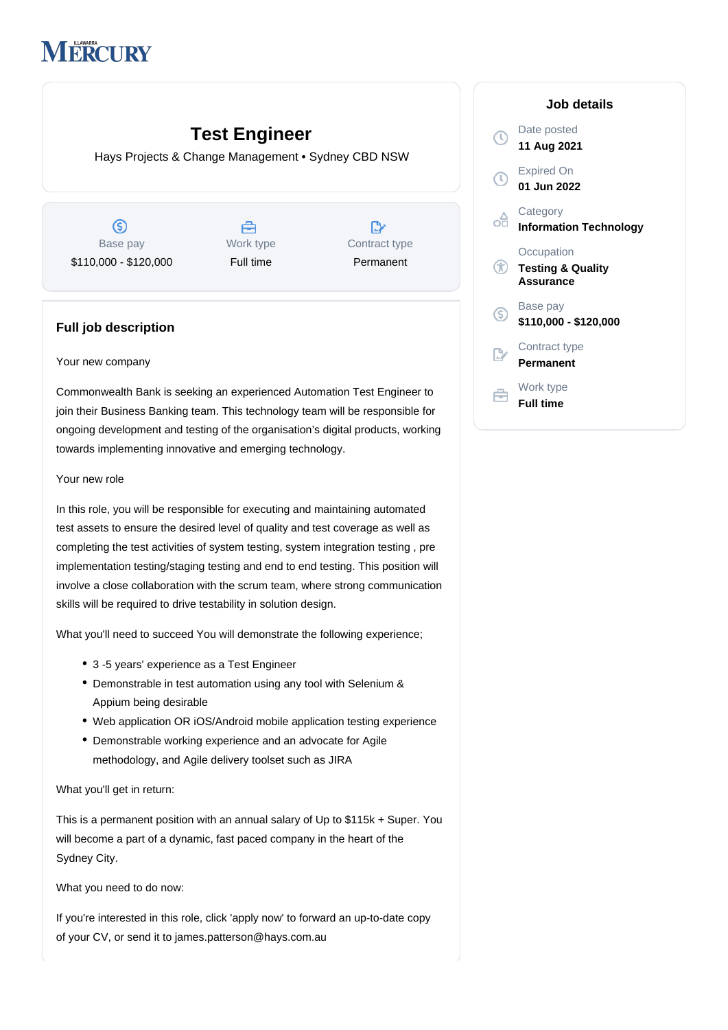Illawarra Mercury

# Test Engineer

Hays Projects & Change Management • Sydney CBD NSW

| Base pay | Work type | Contract type |
|---|---|---|
| $110,000 - $120,000 | Full time | Permanent |

## Job details

Date posted
**11 Aug 2021**

Expired On
**01 Jun 2022**

Category
**Information Technology**

Occupation
**Testing & Quality Assurance**

Base pay
**$110,000 - $120,000**

Contract type
**Permanent**

Work type
**Full time**

## Full job description

Your new company

Commonwealth Bank is seeking an experienced Automation Test Engineer to join their Business Banking team. This technology team will be responsible for ongoing development and testing of the organisation's digital products, working towards implementing innovative and emerging technology.

Your new role

In this role, you will be responsible for executing and maintaining automated test assets to ensure the desired level of quality and test coverage as well as completing the test activities of system testing, system integration testing , pre implementation testing/staging testing and end to end testing. This position will involve a close collaboration with the scrum team, where strong communication skills will be required to drive testability in solution design.

What you'll need to succeed You will demonstrate the following experience;

- 3 -5 years' experience as a Test Engineer
- Demonstrable in test automation using any tool with Selenium & Appium being desirable
- Web application OR iOS/Android mobile application testing experience
- Demonstrable working experience and an advocate for Agile methodology, and Agile delivery toolset such as JIRA

What you'll get in return:

This is a permanent position with an annual salary of Up to $115k + Super. You will become a part of a dynamic, fast paced company in the heart of the Sydney City.

What you need to do now:

If you're interested in this role, click 'apply now' to forward an up-to-date copy of your CV, or send it to james.patterson@hays.com.au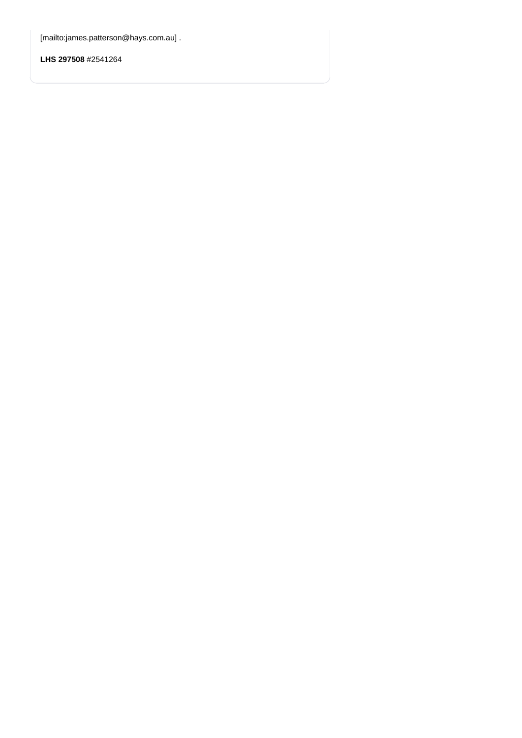[mailto:james.patterson@hays.com.au] .

**LHS 297508** #2541264